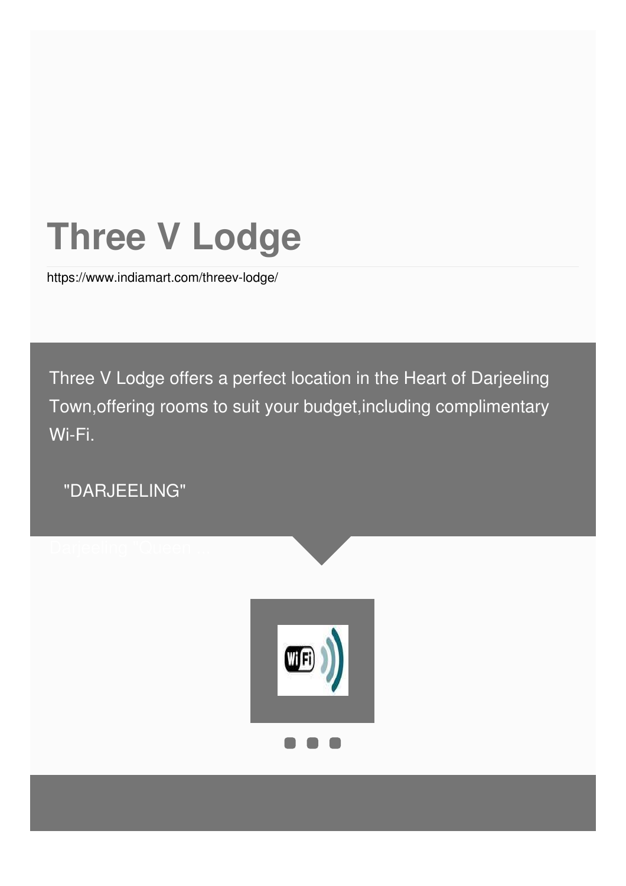# Three V Lodge

https://www.indiamart.com/threev-lodge/

Three V Lodge offers a perfect location in the Heart of Darjeeling Town,offering rooms to suit your budget,including complimentary Wi-Fi.

"DARJEELING"

Darjeeling "Queen ...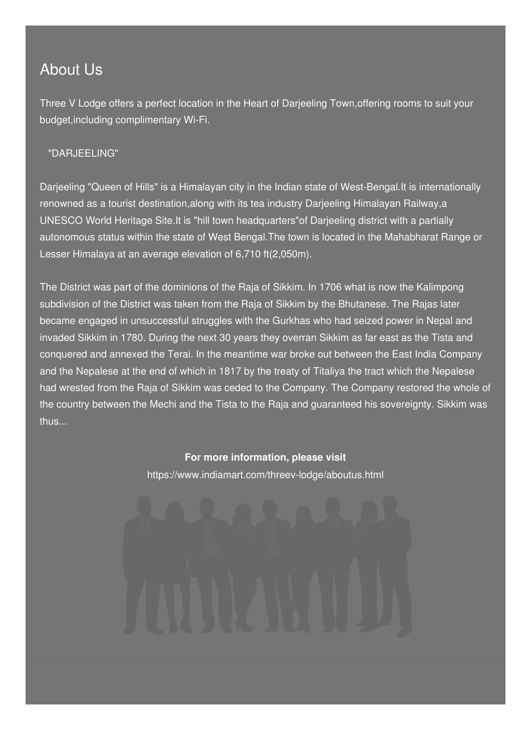## About Us

Three V Lodge offers a perfect location in the Heart of Darjeeling Town,offering rooms to suit your budget,including complimentary Wi-Fi.

"DARJEELING"

Darjeeling "Queen of Hills" is a Himalayan city in the Indian state of West-Bengal.It is internationally renowned as a tourist destination,along with its tea industry Darjeeling Himalayan Railway,a UNESCO World Heritage Site.It is "hill town headquarters"of Darjeeling district with a partially autonomous status within the state of West Bengal.The town is located in the Mahabharat Range or Lesser Himalaya at an average elevation of 6,710 ft(2,050m).

The District was part of the dominions of the Raja of Sikkim. In 1706 what is now the Kalimpong subdivision of the District was taken from the Raja of Sikkim by the Bhutanese. The Rajas later became engaged in unsuccessful struggles with the Gurkhas who had seized power in Nepal and invaded Sikkim in 1780. During the next 30 years they overran Sikkim as far east as the Tista and conquered and annexed the Terai. In the meantime war broke out between the East India Company and the Nepalese at the end of which in 1817 by the treaty of Titaliya the tract which the Nepalese had wrested from the Raja of Sikkim was ceded to the Company. The Company restored the whole of the country between the Mechi and the Tista to the Raja and guaranteed his sovereignty. Sikkim was thus...

**For more information, please visit**

https://www.indiamart.com/threev-lodge/aboutus.html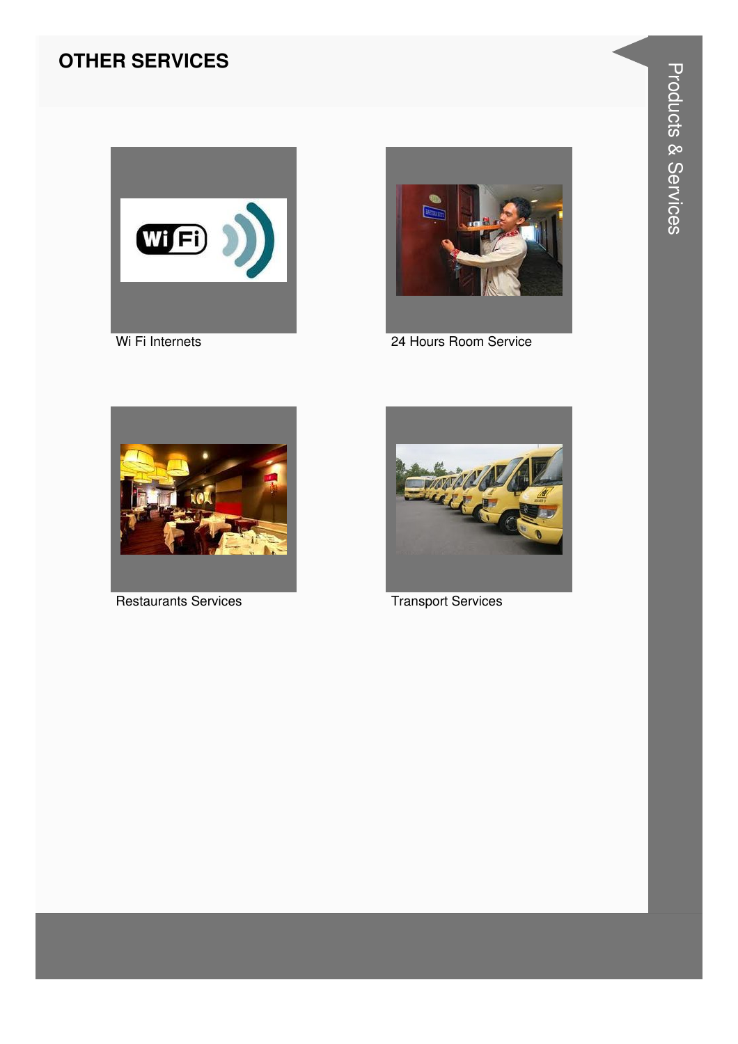## OTHER SERVICES

Wi Fi Internets

24 Hours Room Service

Restaurants Services

Transport Services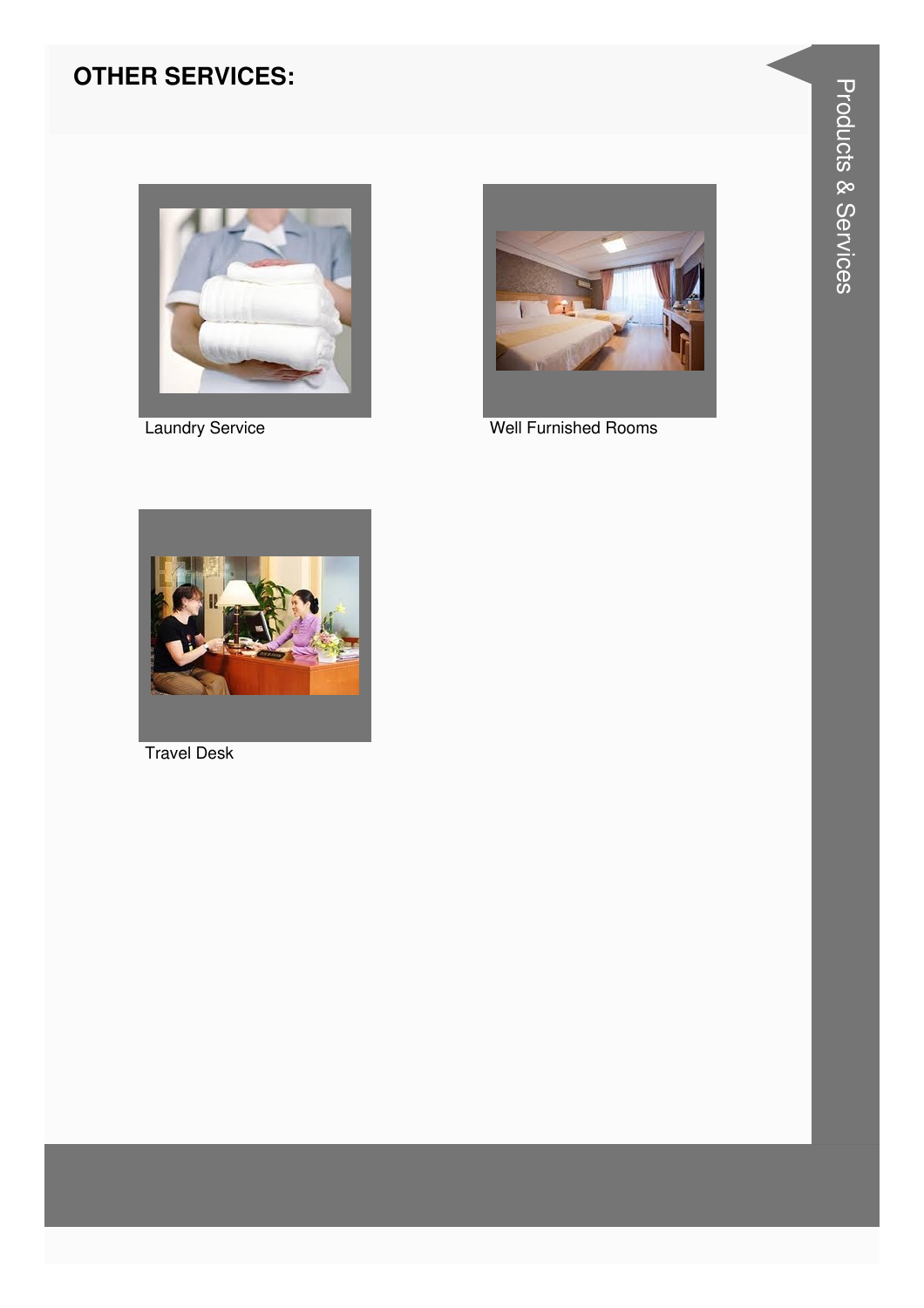## OTHER SERVICES:

Laundry Service

Well Furnished Rooms

Travel Desk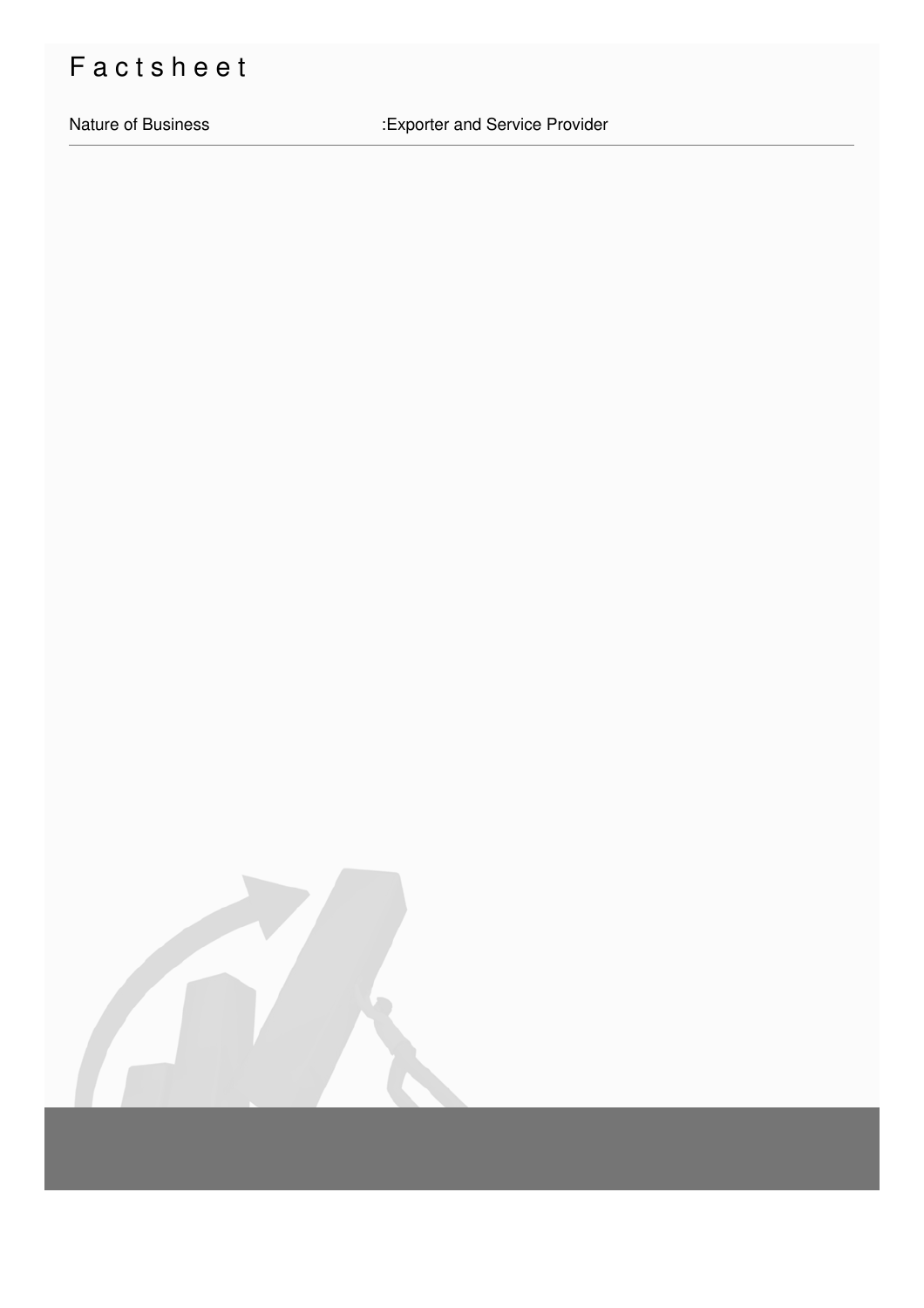# Factsheet

| Nature of Business | :Exporter and Service Provider |
| --- | --- |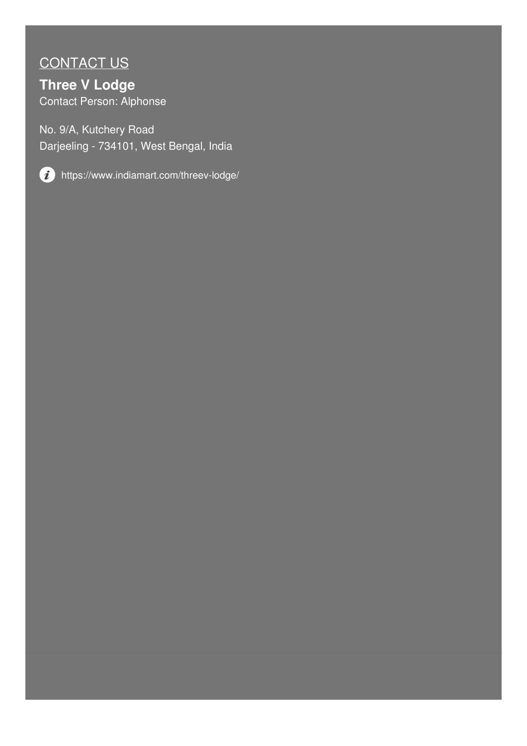## CONTACT US

### Three V Lodge

Contact Person: Alphonse

No. 9/A, Kutchery Road
Darjeeling - 734101, West Bengal, India

https://www.indiamart.com/threev-lodge/